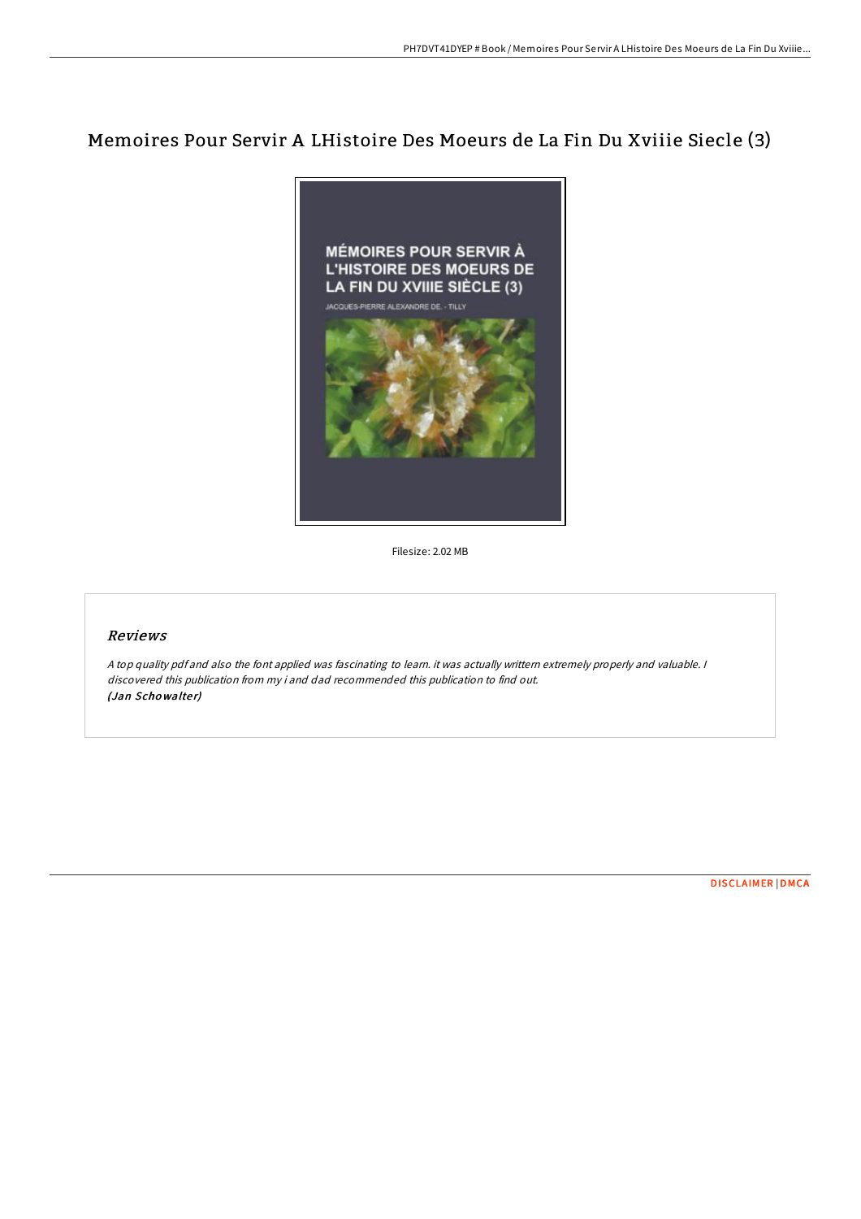# Memoires Pour Servir A LHistoire Des Moeurs de La Fin Du Xviiie Siecle (3)

Filesize: 2.02 MB

## Reviews

*A top quality pdf and also the font applied was fascinating to learn. it was actually writtern extremely properly and valuable. I discovered this publication from my i and dad recommended this publication to find out.*
*(Jan Schowalter)*

DISCLAIMER | DMCA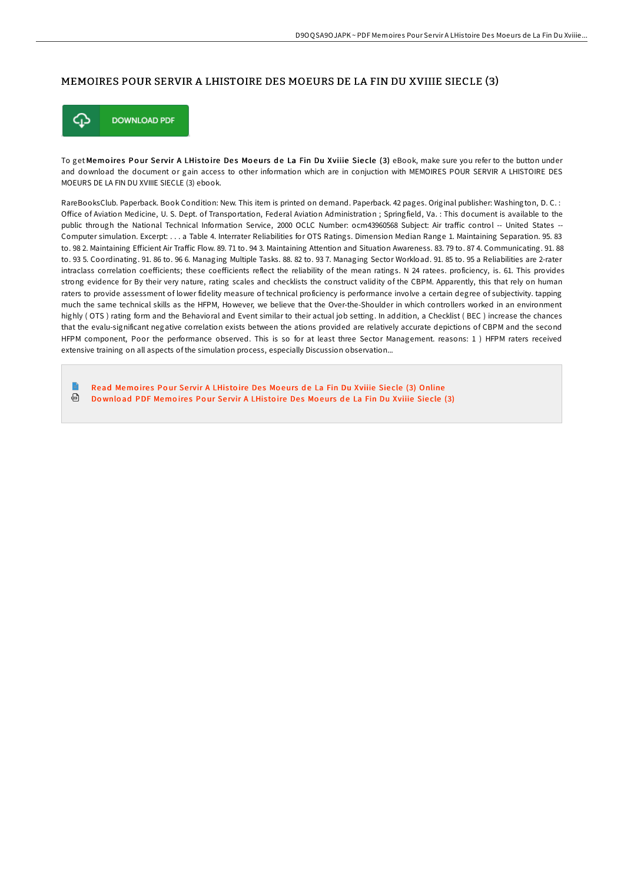## MEMOIRES POUR SERVIR A LHISTOIRE DES MOEURS DE LA FIN DU XVIIIE SIECLE (3)

DOWNLOAD PDF

To get **Memoires Pour Servir A LHistoire Des Moeurs de La Fin Du Xviiie Siecle (3)** eBook, make sure you refer to the button under and download the document or gain access to other information which are in conjuction with MEMOIRES POUR SERVIR A LHISTOIRE DES MOEURS DE LA FIN DU XVIIIE SIECLE (3) ebook.

RareBooksClub. Paperback. Book Condition: New. This item is printed on demand. Paperback. 42 pages. Original publisher: Washington, D. C. : Office of Aviation Medicine, U. S. Dept. of Transportation, Federal Aviation Administration ; Springfield, Va. : This document is available to the public through the National Technical Information Service, 2000 OCLC Number: ocm43960568 Subject: Air traffic control -- United States -- Computer simulation. Excerpt: . . . a Table 4. Interrater Reliabilities for OTS Ratings. Dimension Median Range 1. Maintaining Separation. 95. 83 to. 98 2. Maintaining Efficient Air Traffic Flow. 89. 71 to. 94 3. Maintaining Attention and Situation Awareness. 83. 79 to. 87 4. Communicating. 91. 88 to. 93 5. Coordinating. 91. 86 to. 96 6. Managing Multiple Tasks. 88. 82 to. 93 7. Managing Sector Workload. 91. 85 to. 95 a Reliabilities are 2-rater intraclass correlation coefficients; these coefficients reflect the reliability of the mean ratings. N 24 ratees. proficiency, is. 61. This provides strong evidence for By their very nature, rating scales and checklists the construct validity of the CBPM. Apparently, this that rely on human raters to provide assessment of lower fidelity measure of technical proficiency is performance involve a certain degree of subjectivity. tapping much the same technical skills as the HFPM, However, we believe that the Over-the-Shoulder in which controllers worked in an environment highly ( OTS ) rating form and the Behavioral and Event similar to their actual job setting. In addition, a Checklist ( BEC ) increase the chances that the evalu-significant negative correlation exists between the ations provided are relatively accurate depictions of CBPM and the second HFPM component, Poor the performance observed. This is so for at least three Sector Management. reasons: 1 ) HFPM raters received extensive training on all aspects of the simulation process, especially Discussion observation...

- Read Memoires Pour Servir A LHistoire Des Moeurs de La Fin Du Xviiie Siecle (3) Online
- Download PDF Memoires Pour Servir A LHistoire Des Moeurs de La Fin Du Xviiie Siecle (3)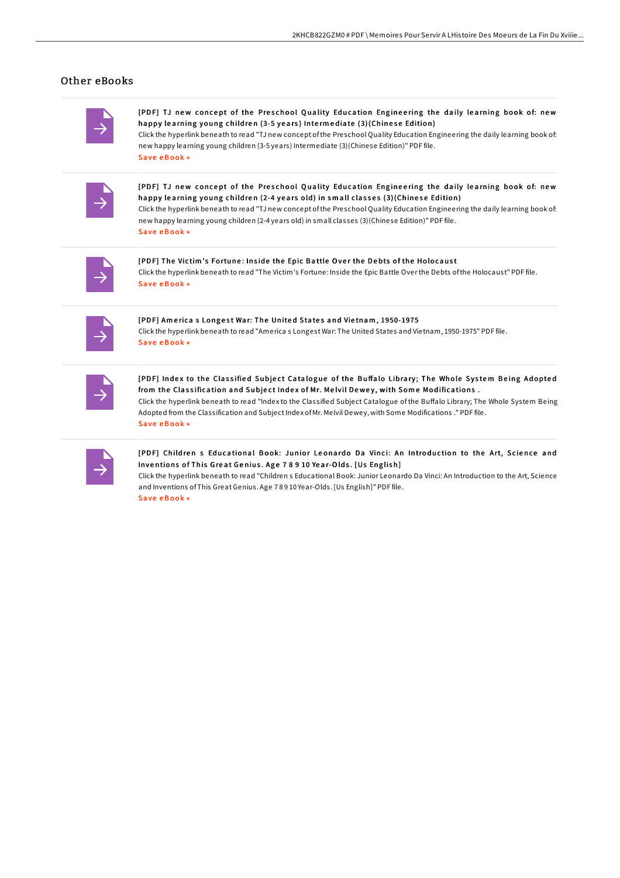## Other eBooks

[PDF] TJ new concept of the Preschool Quality Education Engineering the daily learning book of: new happy learning young children (3-5 years) Intermediate (3)(Chinese Edition)

Click the hyperlink beneath to read "TJ new concept of the Preschool Quality Education Engineering the daily learning book of: new happy learning young children (3-5 years) Intermediate (3)(Chinese Edition)" PDF file.

Save eBook »

[PDF] TJ new concept of the Preschool Quality Education Engineering the daily learning book of: new happy learning young children (2-4 years old) in small classes (3)(Chinese Edition)

Click the hyperlink beneath to read "TJ new concept of the Preschool Quality Education Engineering the daily learning book of: new happy learning young children (2-4 years old) in small classes (3)(Chinese Edition)" PDF file.

Save eBook »

[PDF] The Victim's Fortune: Inside the Epic Battle Over the Debts of the Holocaust

Click the hyperlink beneath to read "The Victim's Fortune: Inside the Epic Battle Over the Debts of the Holocaust" PDF file.

Save eBook »

[PDF] America s Longest War: The United States and Vietnam, 1950-1975

Click the hyperlink beneath to read "America s Longest War: The United States and Vietnam, 1950-1975" PDF file.

Save eBook »

[PDF] Index to the Classified Subject Catalogue of the Buffalo Library; The Whole System Being Adopted from the Classification and Subject Index of Mr. Melvil Dewey, with Some Modifications .

Click the hyperlink beneath to read "Index to the Classified Subject Catalogue of the Buffalo Library; The Whole System Being Adopted from the Classification and Subject Index of Mr. Melvil Dewey, with Some Modifications ." PDF file.

Save eBook »

[PDF] Children s Educational Book: Junior Leonardo Da Vinci: An Introduction to the Art, Science and Inventions of This Great Genius. Age 7 8 9 10 Year-Olds. [Us English]

Click the hyperlink beneath to read "Children s Educational Book: Junior Leonardo Da Vinci: An Introduction to the Art, Science and Inventions of This Great Genius. Age 7 8 9 10 Year-Olds. [Us English]" PDF file.

Save eBook »